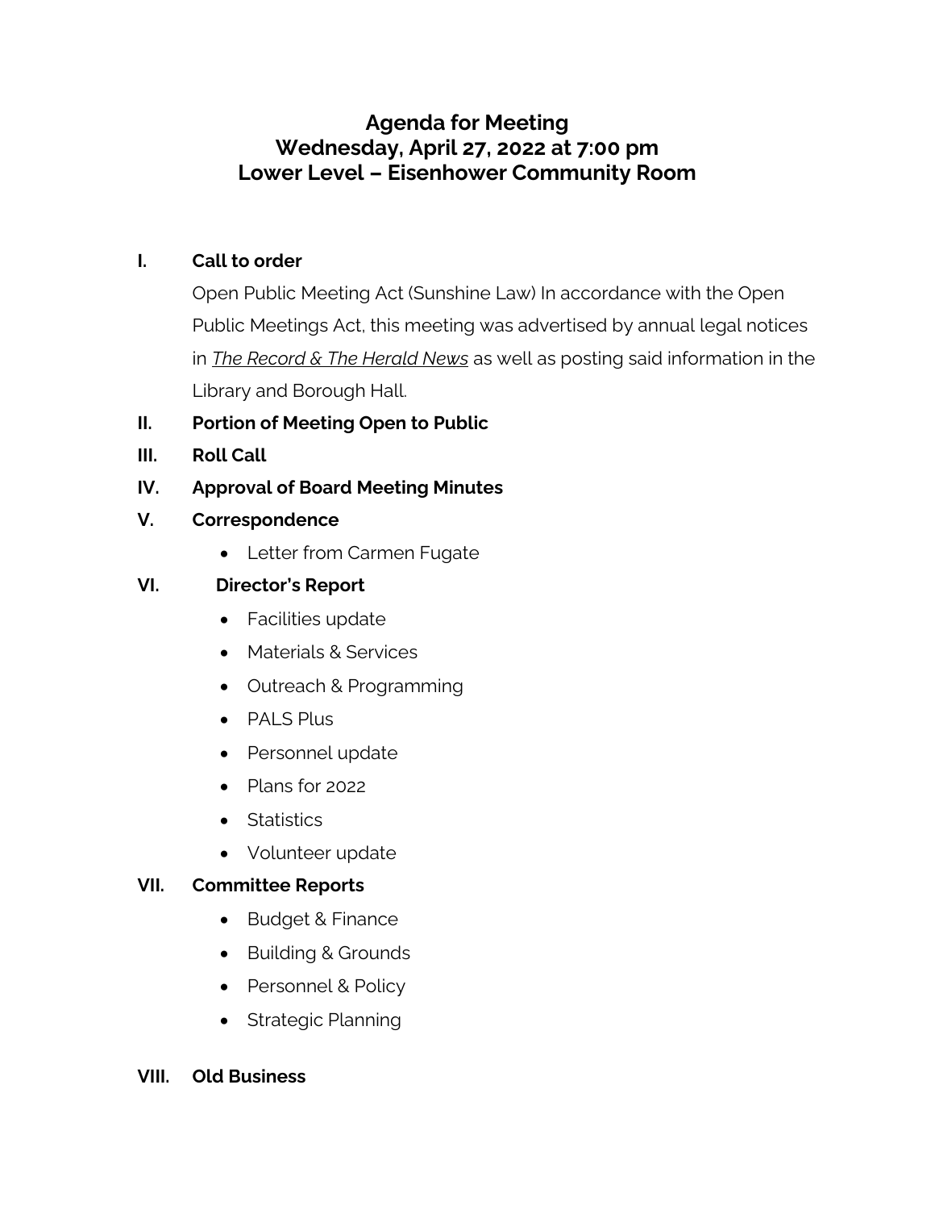# Agenda for Meeting
# Wednesday, April 27, 2022 at 7:00 pm
# Lower Level – Eisenhower Community Room

**I. Call to order**

Open Public Meeting Act (Sunshine Law) In accordance with the Open Public Meetings Act, this meeting was advertised by annual legal notices in ***The Record & The Herald News*** as well as posting said information in the Library and Borough Hall.

**II. Portion of Meeting Open to Public**

**III. Roll Call**

**IV. Approval of Board Meeting Minutes**

**V. Correspondence**

- Letter from Carmen Fugate

**VI. Director's Report**

- Facilities update
- Materials & Services
- Outreach & Programming
- PALS Plus
- Personnel update
- Plans for 2022
- Statistics
- Volunteer update

**VII. Committee Reports**

- Budget & Finance
- Building & Grounds
- Personnel & Policy
- Strategic Planning

**VIII. Old Business**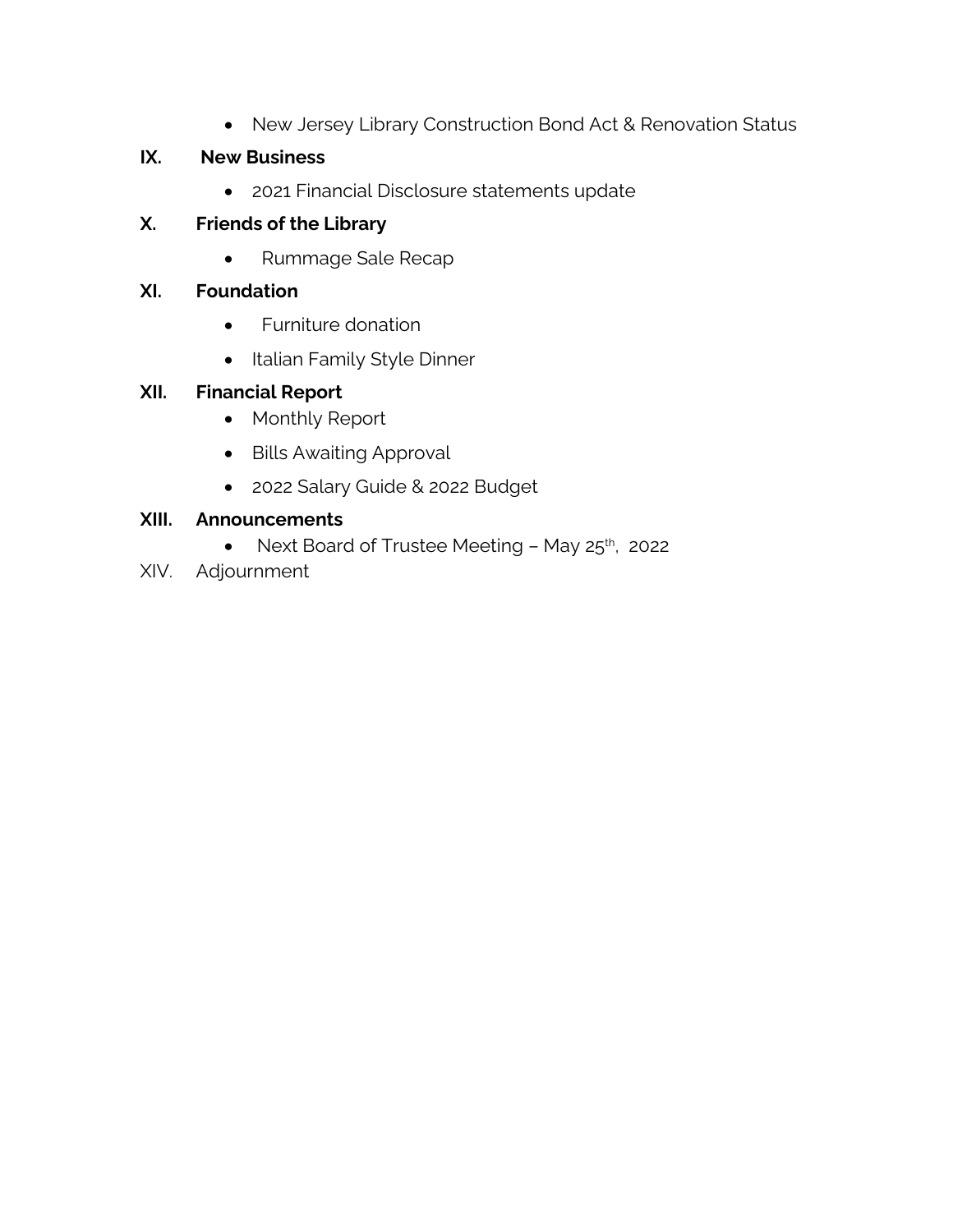- New Jersey Library Construction Bond Act & Renovation Status

**IX. New Business**

- 2021 Financial Disclosure statements update

**X. Friends of the Library**

- Rummage Sale Recap

**XI. Foundation**

- Furniture donation
- Italian Family Style Dinner

**XII. Financial Report**

- Monthly Report
- Bills Awaiting Approval
- 2022 Salary Guide & 2022 Budget

**XIII. Announcements**

- Next Board of Trustee Meeting – May 25th, 2022

XIV. Adjournment